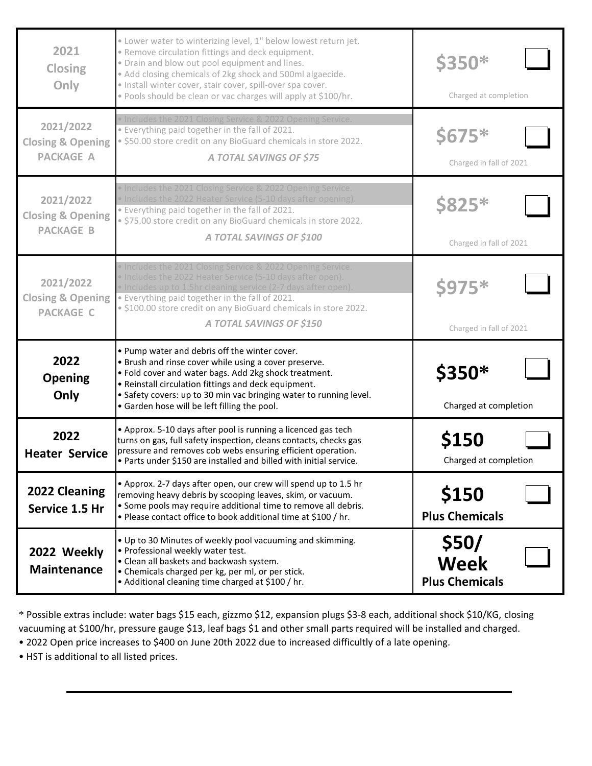| Service | Details | Price | |
|---|---|---|---|
| 2021 Closing Only | • Lower water to winterizing level, 1" below lowest return jet.<br>• Remove circulation fittings and deck equipment.<br>• Drain and blow out pool equipment and lines.<br>• Add closing chemicals of 2kg shock and 500ml algaecide.<br>• Install winter cover, stair cover, spill-over spa cover.<br>• Pools should be clean or vac charges will apply at $100/hr. | **$350***<br>Charged at completion | ☐ |
| 2021/2022 Closing & Opening PACKAGE A | • Includes the 2021 Closing Service & 2022 Opening Service.<br>• Everything paid together in the fall of 2021.<br>• $50.00 store credit on any BioGuard chemicals in store 2022.<br>***A TOTAL SAVINGS OF $75*** | **$675***<br>Charged in fall of 2021 | ☐ |
| 2021/2022 Closing & Opening PACKAGE B | • Includes the 2021 Closing Service & 2022 Opening Service.<br>• Includes the 2022 Heater Service (5-10 days after opening).<br>• Everything paid together in the fall of 2021.<br>• $75.00 store credit on any BioGuard chemicals in store 2022.<br>***A TOTAL SAVINGS OF $100*** | **$825***<br>Charged in fall of 2021 | ☐ |
| 2021/2022 Closing & Opening PACKAGE C | • Includes the 2021 Closing Service & 2022 Opening Service.<br>• Includes the 2022 Heater Service (5-10 days after open).<br>• Includes up to 1.5hr cleaning service (2-7 days after open).<br>• Everything paid together in the fall of 2021.<br>• $100.00 store credit on any BioGuard chemicals in store 2022.<br>***A TOTAL SAVINGS OF $150*** | **$975***<br>Charged in fall of 2021 | ☐ |
| **2022 Opening Only** | • Pump water and debris off the winter cover.<br>• Brush and rinse cover while using a cover preserve.<br>• Fold cover and water bags. Add 2kg shock treatment.<br>• Reinstall circulation fittings and deck equipment.<br>• Safety covers: up to 30 min vac bringing water to running level.<br>• Garden hose will be left filling the pool. | **$350***<br>Charged at completion | ☐ |
| **2022 Heater Service** | • Approx. 5-10 days after pool is running a licenced gas tech turns on gas, full safety inspection, cleans contacts, checks gas pressure and removes cob webs ensuring efficient operation.<br>• Parts under $150 are installed and billed with initial service. | **$150**<br>Charged at completion | ☐ |
| **2022 Cleaning Service 1.5 Hr** | • Approx. 2-7 days after open, our crew will spend up to 1.5 hr removing heavy debris by scooping leaves, skim, or vacuum.<br>• Some pools may require additional time to remove all debris.<br>• Please contact office to book additional time at $100 / hr. | **$150**<br>**Plus Chemicals** | ☐ |
| **2022 Weekly Maintenance** | • Up to 30 Minutes of weekly pool vacuuming and skimming.<br>• Professional weekly water test.<br>• Clean all baskets and backwash system.<br>• Chemicals charged per kg, per ml, or per stick.<br>• Additional cleaning time charged at $100 / hr. | **$50/ Week**<br>**Plus Chemicals** | ☐ |

* Possible extras include: water bags $15 each, gizzmo $12, expansion plugs $3-8 each, additional shock $10/KG, closing vacuuming at $100/hr, pressure gauge $13, leaf bags $1 and other small parts required will be installed and charged.

- 2022 Open price increases to $400 on June 20th 2022 due to increased difficultly of a late opening.
- HST is additional to all listed prices.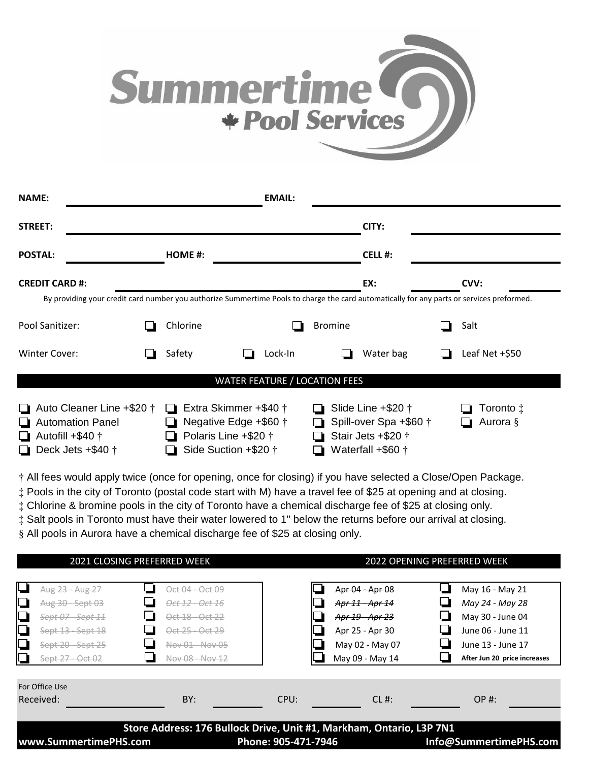# Summertime Pool Services

**NAME:** ______________________ **EMAIL:** ______________________

**STREET:** ______________________ **CITY:** ______________________

**POSTAL:** __________ **HOME #:** __________ **CELL #:** __________

**CREDIT CARD #:** ______________________ **EX:** __________ **CVV:** __________

By providing your credit card number you authorize Summertime Pools to charge the card automatically for any parts or services preformed.

Pool Sanitizer: ❑ Chlorine ❑ Bromine ❑ Salt

Winter Cover: ❑ Safety ❑ Lock-In ❑ Water bag ❑ Leaf Net +$50

## WATER FEATURE / LOCATION FEES

| | | | |
|---|---|---|---|
| ❑ Auto Cleaner Line +$20 † | ❑ Extra Skimmer +$40 † | ❑ Slide Line +$20 † | ❑ Toronto ‡ |
| ❑ Automation Panel | ❑ Negative Edge +$60 † | ❑ Spill-over Spa +$60 † | ❑ Aurora § |
| ❑ Autofill +$40 † | ❑ Polaris Line +$20 † | ❑ Stair Jets +$20 † | |
| ❑ Deck Jets +$40 † | ❑ Side Suction +$20 † | ❑ Waterfall +$60 † | |

† All fees would apply twice (once for opening, once for closing) if you have selected a Close/Open Package.

‡ Pools in the city of Toronto (postal code start with M) have a travel fee of $25 at opening and at closing.

‡ Chlorine & bromine pools in the city of Toronto have a chemical discharge fee of $25 at closing only.

‡ Salt pools in Toronto must have their water lowered to 1" below the returns before our arrival at closing.

§ All pools in Aurora have a chemical discharge fee of $25 at closing only.

| 2021 CLOSING PREFERRED WEEK | | 2022 OPENING PREFERRED WEEK | |
|---|---|---|---|
| ❑ ~~Aug 23 - Aug 27~~ | ❑ ~~Oct 04 - Oct 09~~ | ❑ ~~Apr 04 - Apr 08~~ | ❑ May 16 - May 21 |
| ❑ ~~Aug 30 - Sept 03~~ | ❑ ~~*Oct 12 - Oct 16*~~ | ❑ ~~*Apr 11 - Apr 14*~~ | ❑ *May 24 - May 28* |
| ❑ ~~*Sept 07 - Sept 11*~~ | ❑ ~~Oct 18 - Oct 22~~ | ❑ ~~*Apr 19 - Apr 23*~~ | ❑ May 30 - June 04 |
| ❑ ~~Sept 13 - Sept 18~~ | ❑ ~~Oct 25 - Oct 29~~ | ❑ Apr 25 - Apr 30 | ❑ June 06 - June 11 |
| ❑ ~~Sept 20 - Sept 25~~ | ❑ ~~Nov 01 - Nov 05~~ | ❑ May 02 - May 07 | ❑ June 13 - June 17 |
| ❑ ~~Sept 27 - Oct 02~~ | ❑ ~~Nov 08 - Nov 12~~ | ❑ May 09 - May 14 | ❑ **After Jun 20 price increases** |

For Office Use

Received: __________ BY: __________ CPU: __________ CL #: __________ OP #: __________

**Store Address: 176 Bullock Drive, Unit #1, Markham, Ontario, L3P 7N1**

**www.SummertimePHS.com** **Phone: 905-471-7946** **Info@SummertimePHS.com**